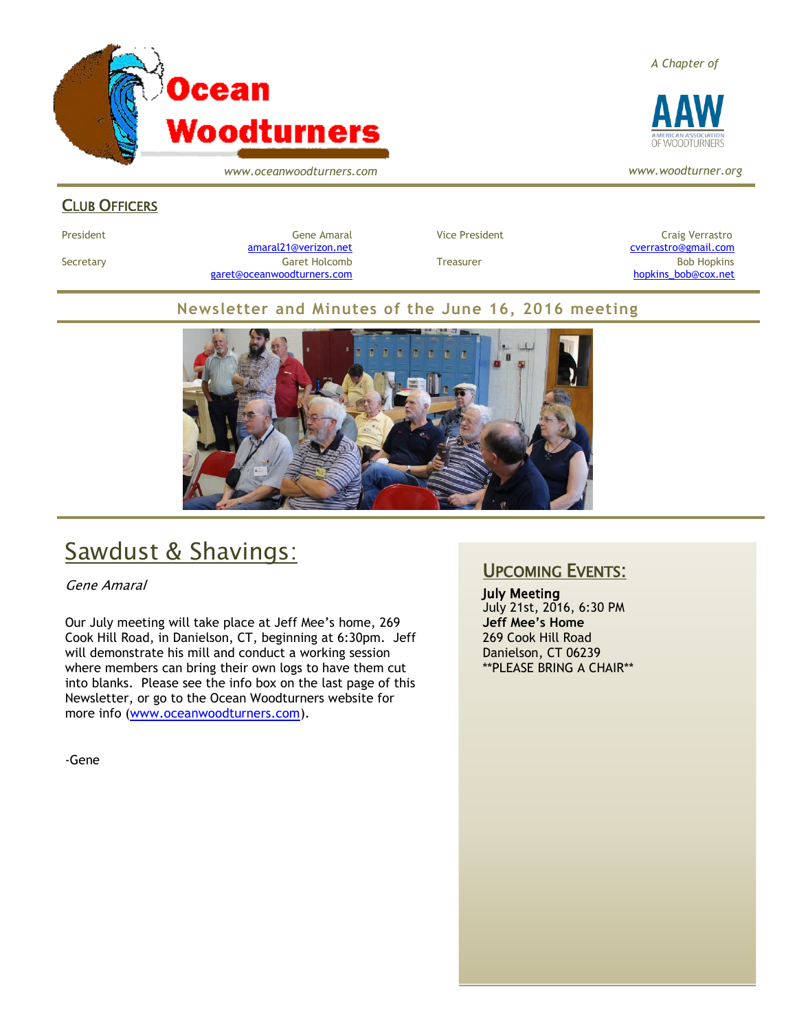# Ocean Woodturners

www.oceanwoodturners.com

*A Chapter of*

AAW — American Association of Woodturners

www.woodturner.org

## Club Officers

| | | | |
|---|---|---|---|
| President | Gene Amaral<br>amaral21@verizon.net | Vice President | Craig Verrastro<br>cverrastro@gmail.com |
| Secretary | Garet Holcomb<br>garet@oceanwoodturners.com | Treasurer | Bob Hopkins<br>hopkins_bob@cox.net |

## Newsletter and Minutes of the June 16, 2016 meeting

# Sawdust & Shavings:

*Gene Amaral*

Our July meeting will take place at Jeff Mee's home, 269 Cook Hill Road, in Danielson, CT, beginning at 6:30pm. Jeff will demonstrate his mill and conduct a working session where members can bring their own logs to have them cut into blanks. Please see the info box on the last page of this Newsletter, or go to the Ocean Woodturners website for more info (www.oceanwoodturners.com).

-Gene

## Upcoming Events:

**July Meeting**
July 21st, 2016, 6:30 PM
**Jeff Mee's Home**
269 Cook Hill Road
Danielson, CT 06239
**PLEASE BRING A CHAIR**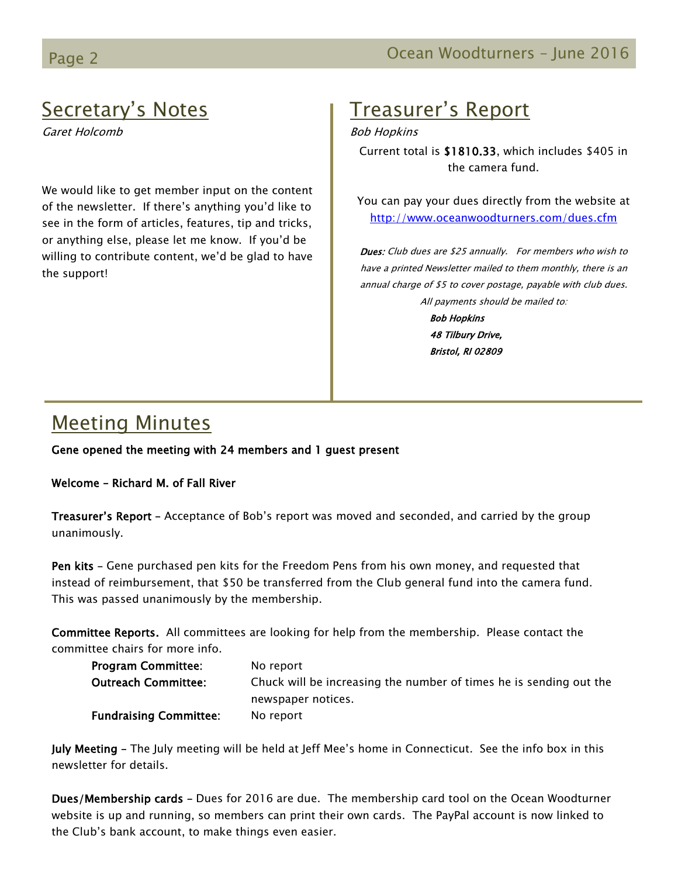## Secretary's Notes

*Garet Holcomb*

We would like to get member input on the content of the newsletter. If there's anything you'd like to see in the form of articles, features, tip and tricks, or anything else, please let me know. If you'd be willing to contribute content, we'd be glad to have the support!

## Treasurer's Report

*Bob Hopkins*

Current total is **$1810.33**, which includes $405 in the camera fund.

You can pay your dues directly from the website at [http://www.oceanwoodturners.com/dues.cfm](http://www.oceanwoodturners.com/dues.cfm)

***Dues:*** *Club dues are $25 annually. For members who wish to have a printed Newsletter mailed to them monthly, there is an annual charge of $5 to cover postage, payable with club dues. All payments should be mailed to:*

***Bob Hopkins***
***48 Tilbury Drive,***
***Bristol, RI 02809***

## Meeting Minutes

**Gene opened the meeting with 24 members and 1 guest present**

**Welcome – Richard M. of Fall River**

**Treasurer's Report** – Acceptance of Bob's report was moved and seconded, and carried by the group unanimously.

**Pen kits** – Gene purchased pen kits for the Freedom Pens from his own money, and requested that instead of reimbursement, that $50 be transferred from the Club general fund into the camera fund. This was passed unanimously by the membership.

**Committee Reports.** All committees are looking for help from the membership. Please contact the committee chairs for more info.

| | |
|---|---|
| **Program Committee**: | No report |
| **Outreach Committee:** | Chuck will be increasing the number of times he is sending out the newspaper notices. |
| **Fundraising Committee**: | No report |

**July Meeting** – The July meeting will be held at Jeff Mee's home in Connecticut. See the info box in this newsletter for details.

**Dues/Membership cards** – Dues for 2016 are due. The membership card tool on the Ocean Woodturner website is up and running, so members can print their own cards. The PayPal account is now linked to the Club's bank account, to make things even easier.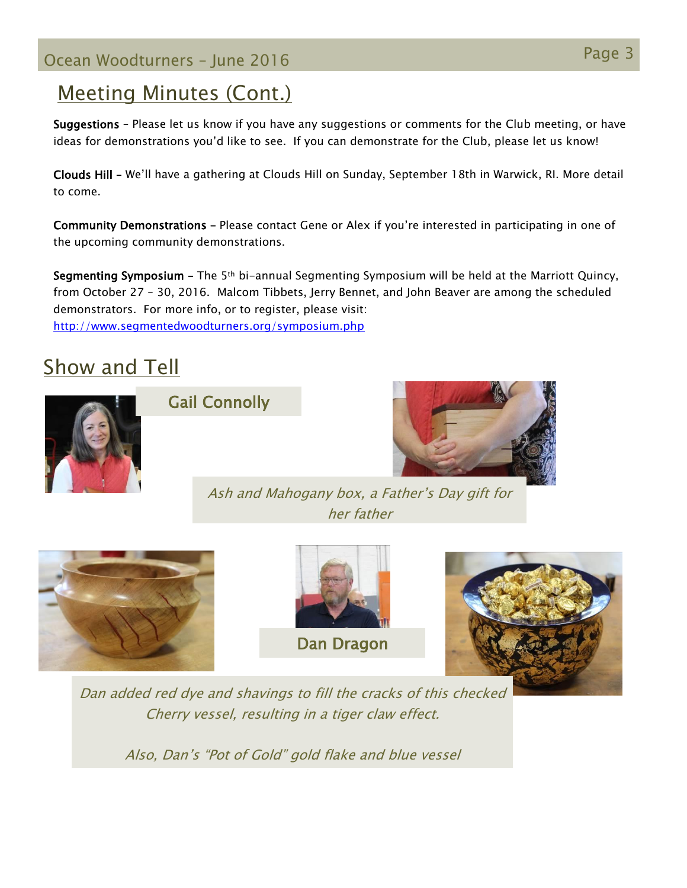## Meeting Minutes (Cont.)

**Suggestions** – Please let us know if you have any suggestions or comments for the Club meeting, or have ideas for demonstrations you'd like to see. If you can demonstrate for the Club, please let us know!

**Clouds Hill** – We'll have a gathering at Clouds Hill on Sunday, September 18th in Warwick, RI. More detail to come.

**Community Demonstrations** – Please contact Gene or Alex if you're interested in participating in one of the upcoming community demonstrations.

**Segmenting Symposium** – The 5th bi-annual Segmenting Symposium will be held at the Marriott Quincy, from October 27 – 30, 2016. Malcom Tibbets, Jerry Bennet, and John Beaver are among the scheduled demonstrators. For more info, or to register, please visit: http://www.segmentedwoodturners.org/symposium.php

## Show and Tell

### Gail Connolly

*Ash and Mahogany box, a Father's Day gift for her father*

### Dan Dragon

*Dan added red dye and shavings to fill the cracks of this checked Cherry vessel, resulting in a tiger claw effect.*

*Also, Dan's "Pot of Gold" gold flake and blue vessel*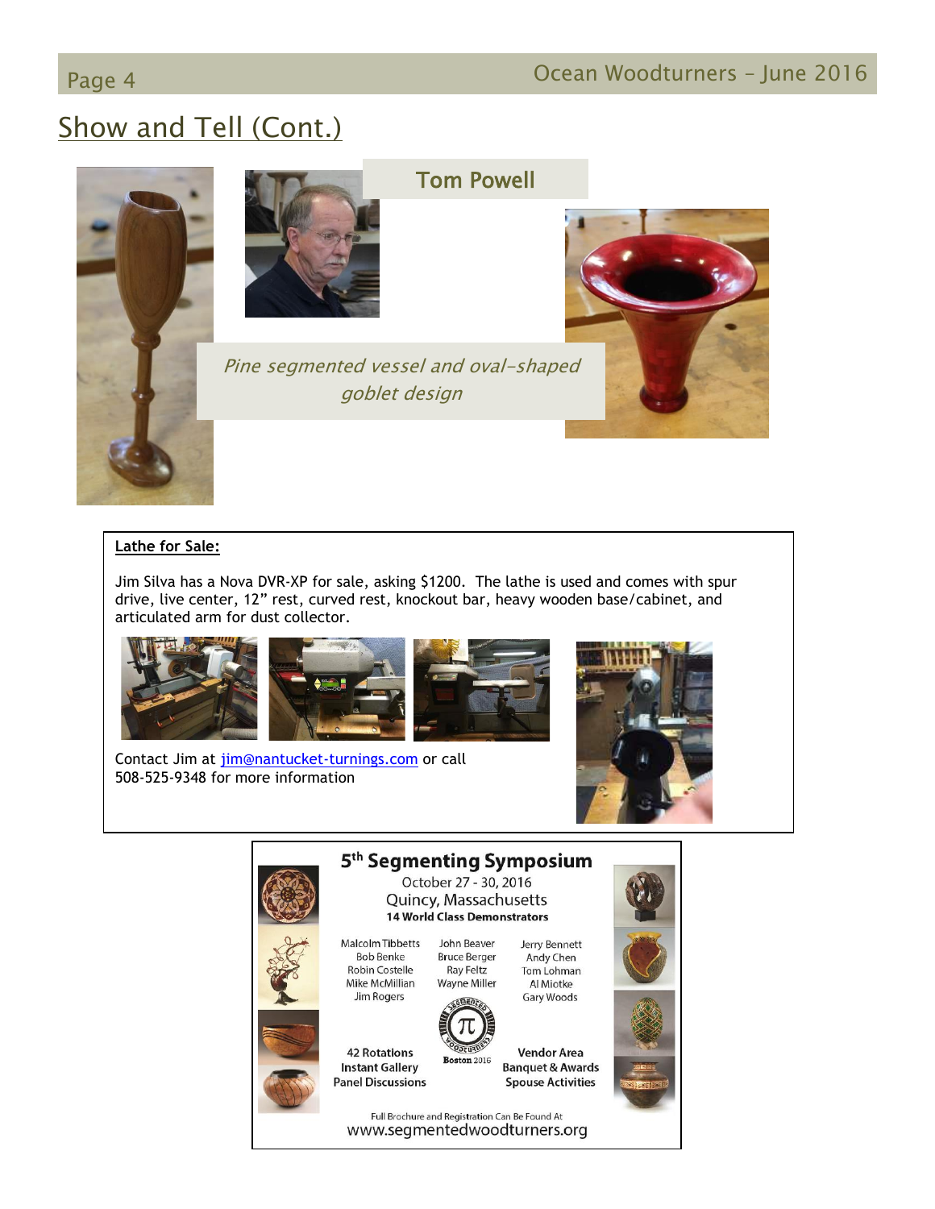## Show and Tell (Cont.)

### Tom Powell

*Pine segmented vessel and oval-shaped goblet design*

**Lathe for Sale:**

Jim Silva has a Nova DVR-XP for sale, asking $1200. The lathe is used and comes with spur drive, live center, 12" rest, curved rest, knockout bar, heavy wooden base/cabinet, and articulated arm for dust collector.

Contact Jim at [jim@nantucket-turnings.com](mailto:jim@nantucket-turnings.com) or call 508-525-9348 for more information

**5th Segmenting Symposium**

October 27 - 30, 2016
Quincy, Massachusetts
**14 World Class Demonstrators**

Malcolm Tibbetts
Bob Benke
Robin Costelle
Mike McMillian
Jim Rogers

John Beaver
Bruce Berger
Ray Feltz
Wayne Miller

Jerry Bennett
Andy Chen
Tom Lohman
Al Miotke
Gary Woods

**42 Rotations**
**Instant Gallery**
**Panel Discussions**

Boston 2016

**Vendor Area**
**Banquet & Awards**
**Spouse Activities**

Full Brochure and Registration Can Be Found At
www.segmentedwoodturners.org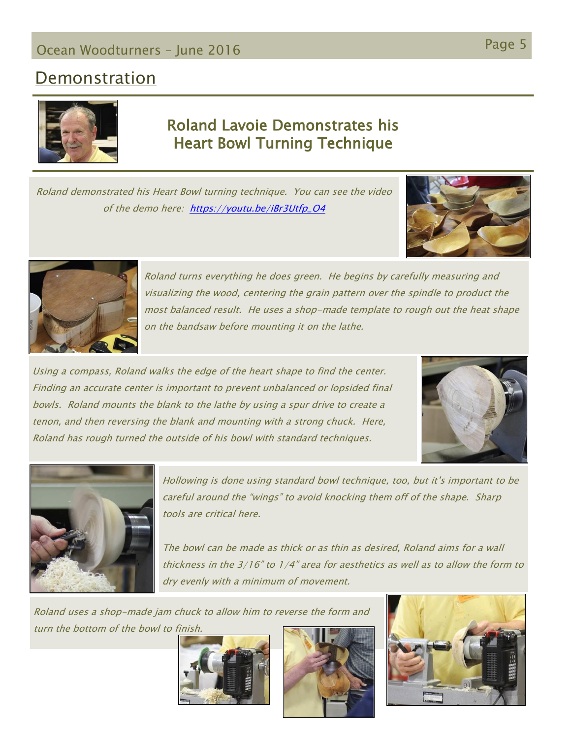## Demonstration

### Roland Lavoie Demonstrates his Heart Bowl Turning Technique

*Roland demonstrated his Heart Bowl turning technique. You can see the video of the demo here: [https://youtu.be/iBr3Utfp_O4](https://youtu.be/iBr3Utfp_O4)*

*Roland turns everything he does green. He begins by carefully measuring and visualizing the wood, centering the grain pattern over the spindle to product the most balanced result. He uses a shop-made template to rough out the heat shape on the bandsaw before mounting it on the lathe.*

*Using a compass, Roland walks the edge of the heart shape to find the center. Finding an accurate center is important to prevent unbalanced or lopsided final bowls. Roland mounts the blank to the lathe by using a spur drive to create a tenon, and then reversing the blank and mounting with a strong chuck. Here, Roland has rough turned the outside of his bowl with standard techniques.*

*Hollowing is done using standard bowl technique, too, but it's important to be careful around the "wings" to avoid knocking them off of the shape. Sharp tools are critical here.*

*The bowl can be made as thick or as thin as desired, Roland aims for a wall thickness in the 3/16" to 1/4" area for aesthetics as well as to allow the form to dry evenly with a minimum of movement.*

*Roland uses a shop-made jam chuck to allow him to reverse the form and turn the bottom of the bowl to finish.*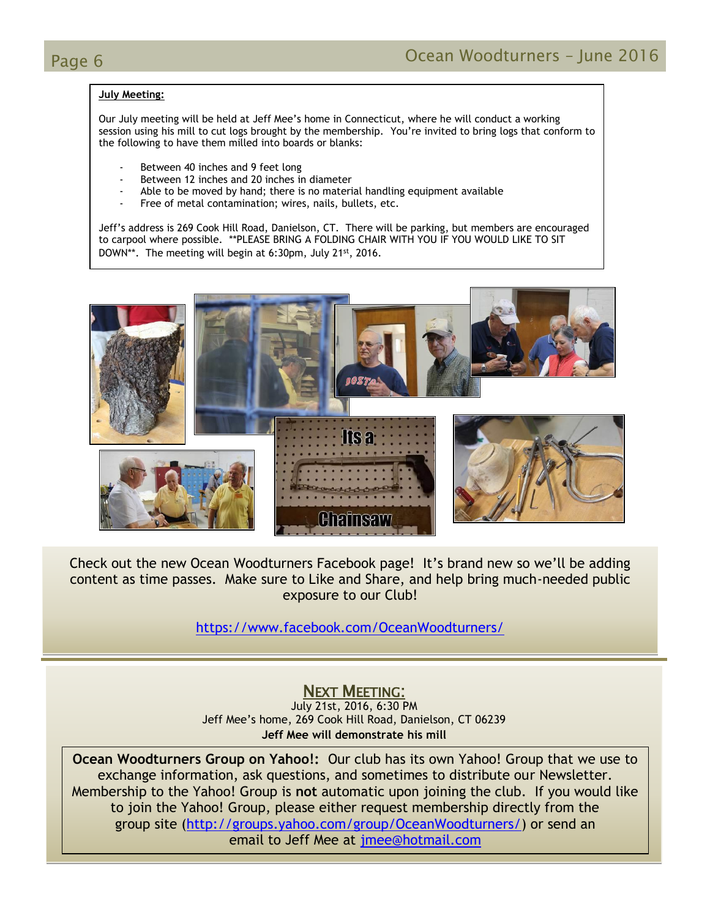**July Meeting:**

Our July meeting will be held at Jeff Mee's home in Connecticut, where he will conduct a working session using his mill to cut logs brought by the membership. You're invited to bring logs that conform to the following to have them milled into boards or blanks:

- Between 40 inches and 9 feet long
- Between 12 inches and 20 inches in diameter
- Able to be moved by hand; there is no material handling equipment available
- Free of metal contamination; wires, nails, bullets, etc.

Jeff's address is 269 Cook Hill Road, Danielson, CT. There will be parking, but members are encouraged to carpool where possible. **PLEASE BRING A FOLDING CHAIR WITH YOU IF YOU WOULD LIKE TO SIT DOWN**. The meeting will begin at 6:30pm, July 21st, 2016.

Check out the new Ocean Woodturners Facebook page! It's brand new so we'll be adding content as time passes. Make sure to Like and Share, and help bring much-needed public exposure to our Club!

https://www.facebook.com/OceanWoodturners/

## NEXT MEETING:

July 21st, 2016, 6:30 PM
Jeff Mee's home, 269 Cook Hill Road, Danielson, CT 06239
**Jeff Mee will demonstrate his mill**

**Ocean Woodturners Group on Yahoo!:** Our club has its own Yahoo! Group that we use to exchange information, ask questions, and sometimes to distribute our Newsletter. Membership to the Yahoo! Group is **not** automatic upon joining the club. If you would like to join the Yahoo! Group, please either request membership directly from the group site (http://groups.yahoo.com/group/OceanWoodturners/) or send an email to Jeff Mee at jmee@hotmail.com